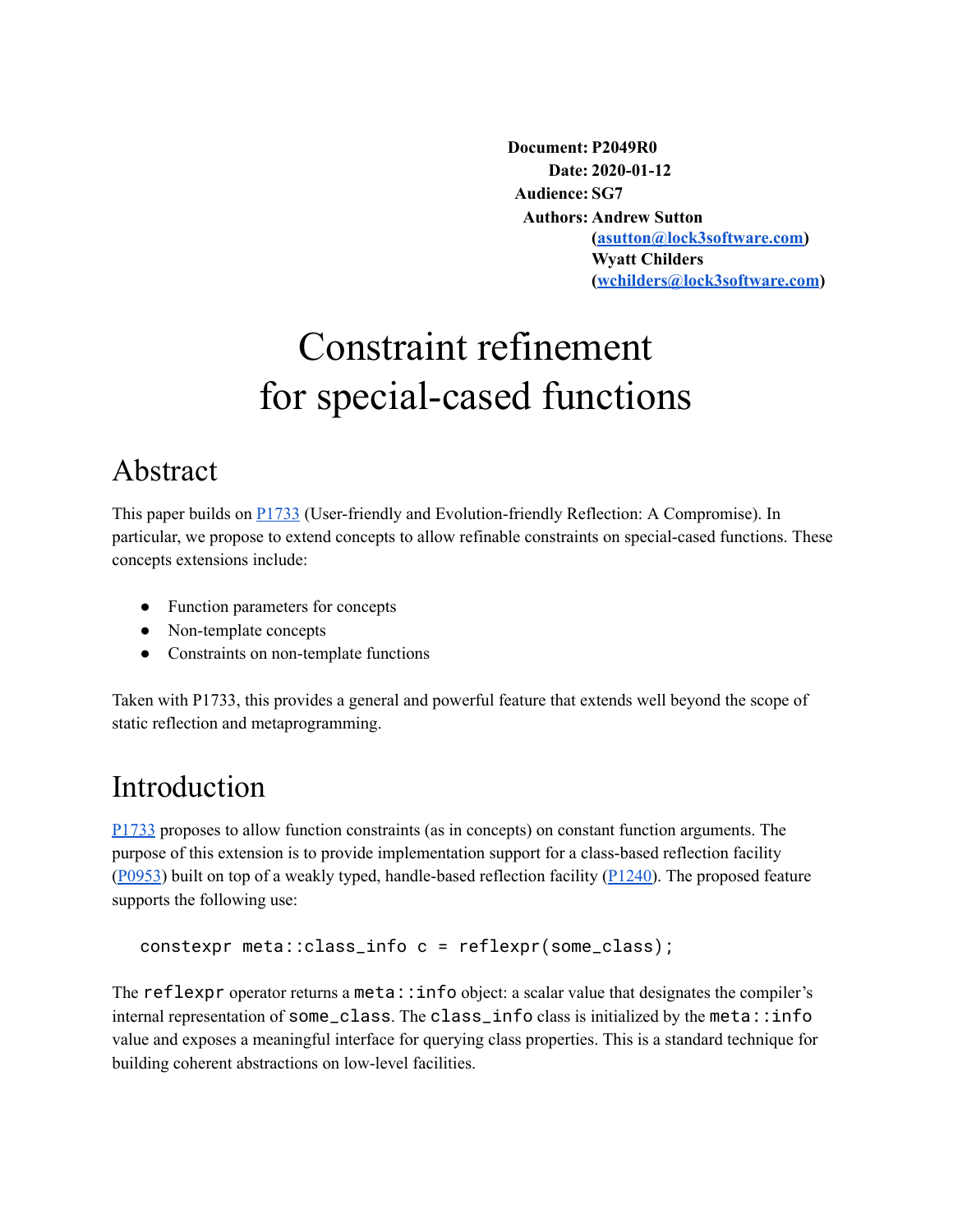**Document:** P2049R0
**Date:** 2020-01-12
**Audience:** SG7
**Authors:** Andrew Sutton (asutton@lock3software.com)
Wyatt Childers (wchilders@lock3software.com)

# Constraint refinement for special-cased functions

## Abstract

This paper builds on P1733 (User-friendly and Evolution-friendly Reflection: A Compromise). In particular, we propose to extend concepts to allow refinable constraints on special-cased functions. These concepts extensions include:

- Function parameters for concepts
- Non-template concepts
- Constraints on non-template functions

Taken with P1733, this provides a general and powerful feature that extends well beyond the scope of static reflection and metaprogramming.

## Introduction

P1733 proposes to allow function constraints (as in concepts) on constant function arguments. The purpose of this extension is to provide implementation support for a class-based reflection facility (P0953) built on top of a weakly typed, handle-based reflection facility (P1240). The proposed feature supports the following use:

```
constexpr meta::class_info c = reflexpr(some_class);
```

The `reflexpr` operator returns a `meta::info` object: a scalar value that designates the compiler's internal representation of `some_class`. The `class_info` class is initialized by the `meta::info` value and exposes a meaningful interface for querying class properties. This is a standard technique for building coherent abstractions on low-level facilities.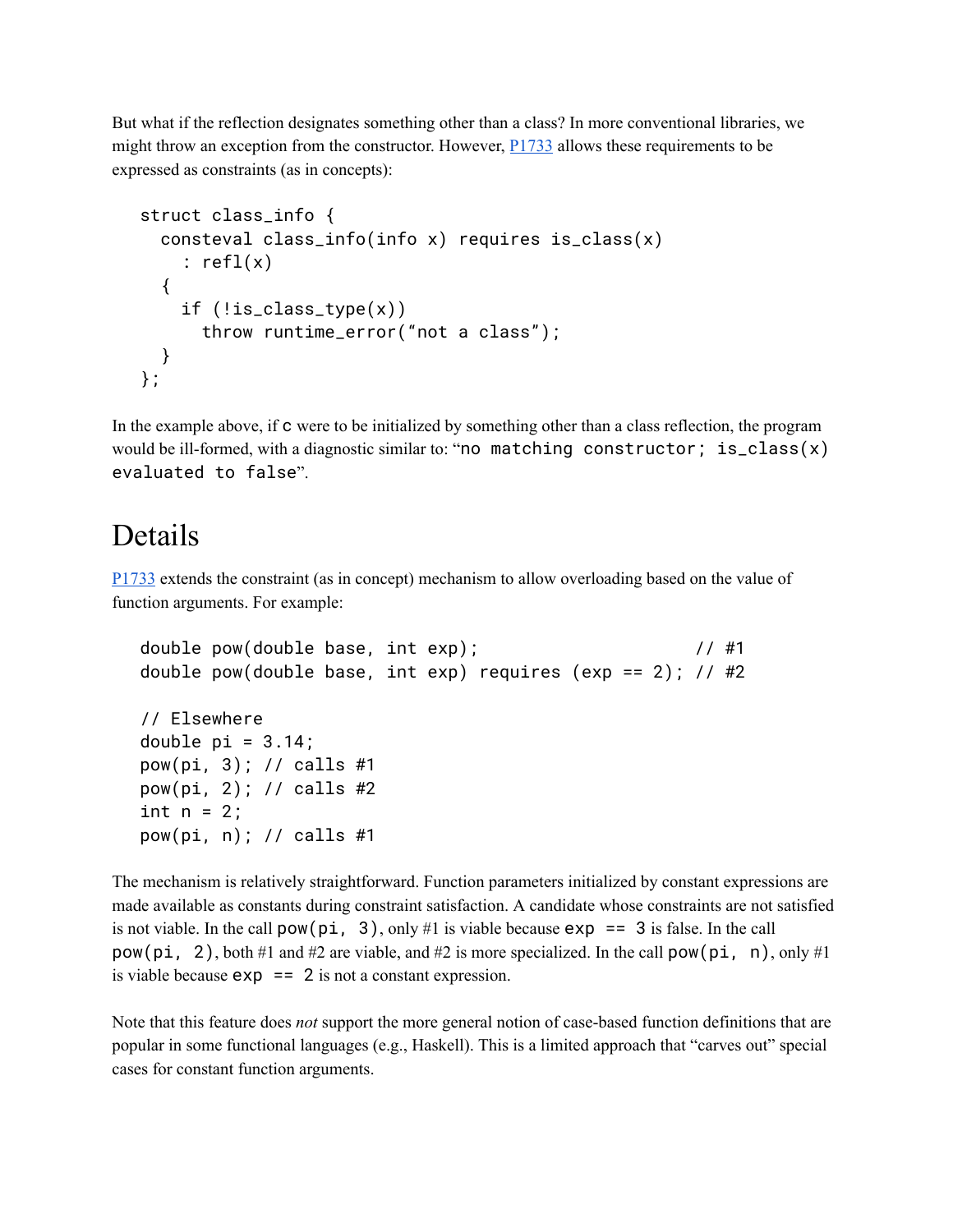But what if the reflection designates something other than a class? In more conventional libraries, we might throw an exception from the constructor. However, [P1733](#) allows these requirements to be expressed as constraints (as in concepts):

```
struct class_info {
  consteval class_info(info x) requires is_class(x)
    : refl(x)
  {
    if (!is_class_type(x))
      throw runtime_error("not a class");
  }
};
```

In the example above, if `c` were to be initialized by something other than a class reflection, the program would be ill-formed, with a diagnostic similar to: "`no matching constructor; is_class(x) evaluated to false`".

# Details

[P1733](#) extends the constraint (as in concept) mechanism to allow overloading based on the value of function arguments. For example:

```
double pow(double base, int exp);                    // #1
double pow(double base, int exp) requires (exp == 2); // #2

// Elsewhere
double pi = 3.14;
pow(pi, 3); // calls #1
pow(pi, 2); // calls #2
int n = 2;
pow(pi, n); // calls #1
```

The mechanism is relatively straightforward. Function parameters initialized by constant expressions are made available as constants during constraint satisfaction. A candidate whose constraints are not satisfied is not viable. In the call `pow(pi, 3)`, only #1 is viable because `exp == 3` is false. In the call `pow(pi, 2)`, both #1 and #2 are viable, and #2 is more specialized. In the call `pow(pi, n)`, only #1 is viable because `exp == 2` is not a constant expression.

Note that this feature does *not* support the more general notion of case-based function definitions that are popular in some functional languages (e.g., Haskell). This is a limited approach that "carves out" special cases for constant function arguments.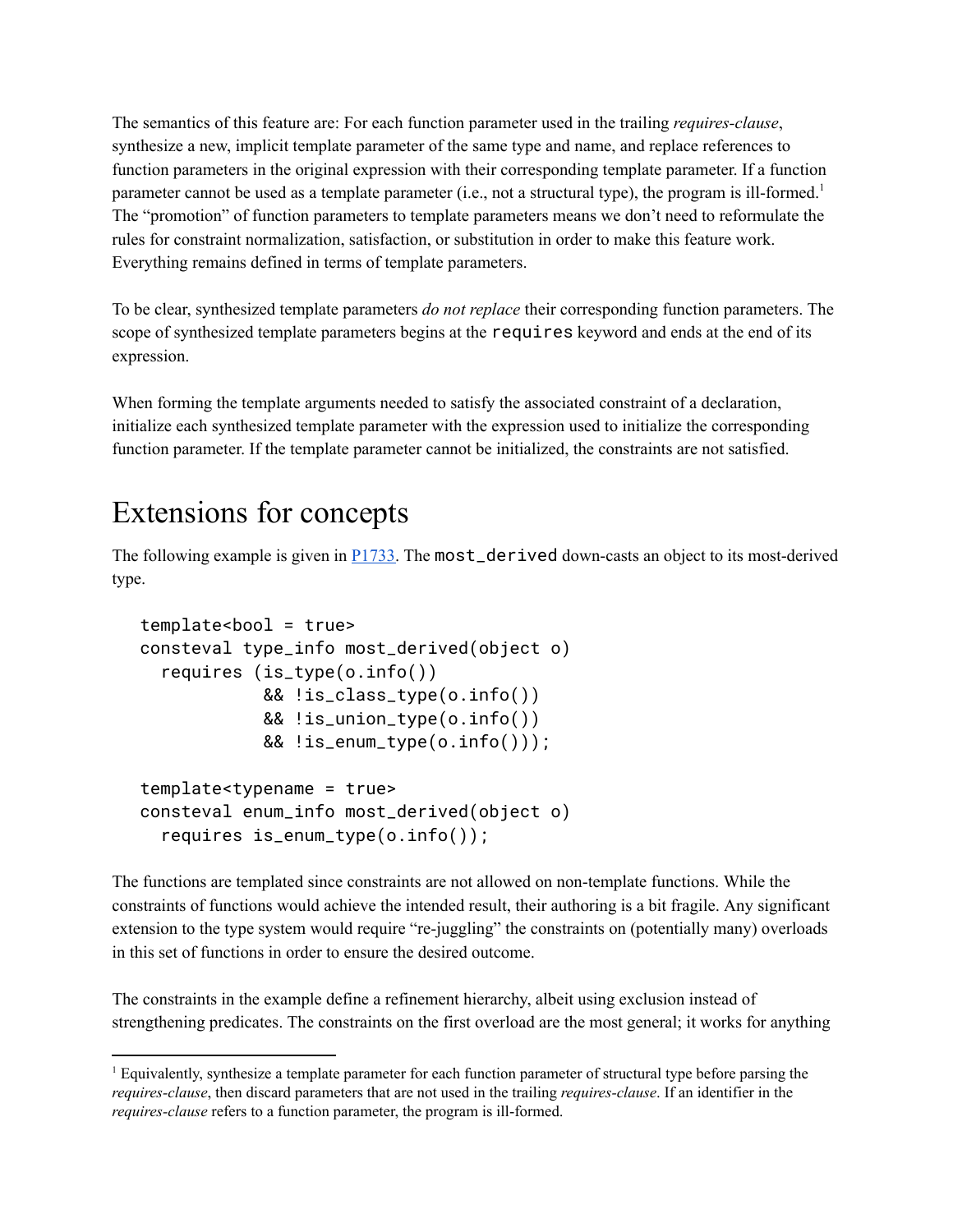The semantics of this feature are: For each function parameter used in the trailing *requires-clause*, synthesize a new, implicit template parameter of the same type and name, and replace references to function parameters in the original expression with their corresponding template parameter. If a function parameter cannot be used as a template parameter (i.e., not a structural type), the program is ill-formed.[1] The "promotion" of function parameters to template parameters means we don't need to reformulate the rules for constraint normalization, satisfaction, or substitution in order to make this feature work. Everything remains defined in terms of template parameters.

To be clear, synthesized template parameters *do not replace* their corresponding function parameters. The scope of synthesized template parameters begins at the `requires` keyword and ends at the end of its expression.

When forming the template arguments needed to satisfy the associated constraint of a declaration, initialize each synthesized template parameter with the expression used to initialize the corresponding function parameter. If the template parameter cannot be initialized, the constraints are not satisfied.

# Extensions for concepts

The following example is given in [P1733](). The `most_derived` down-casts an object to its most-derived type.

```
template<bool = true>
consteval type_info most_derived(object o)
  requires (is_type(o.info())
            && !is_class_type(o.info())
            && !is_union_type(o.info())
            && !is_enum_type(o.info()));

template<typename = true>
consteval enum_info most_derived(object o)
  requires is_enum_type(o.info());
```

The functions are templated since constraints are not allowed on non-template functions. While the constraints of functions would achieve the intended result, their authoring is a bit fragile. Any significant extension to the type system would require "re-juggling" the constraints on (potentially many) overloads in this set of functions in order to ensure the desired outcome.

The constraints in the example define a refinement hierarchy, albeit using exclusion instead of strengthening predicates. The constraints on the first overload are the most general; it works for anything

[1] Equivalently, synthesize a template parameter for each function parameter of structural type before parsing the *requires-clause*, then discard parameters that are not used in the trailing *requires-clause*. If an identifier in the *requires-clause* refers to a function parameter, the program is ill-formed.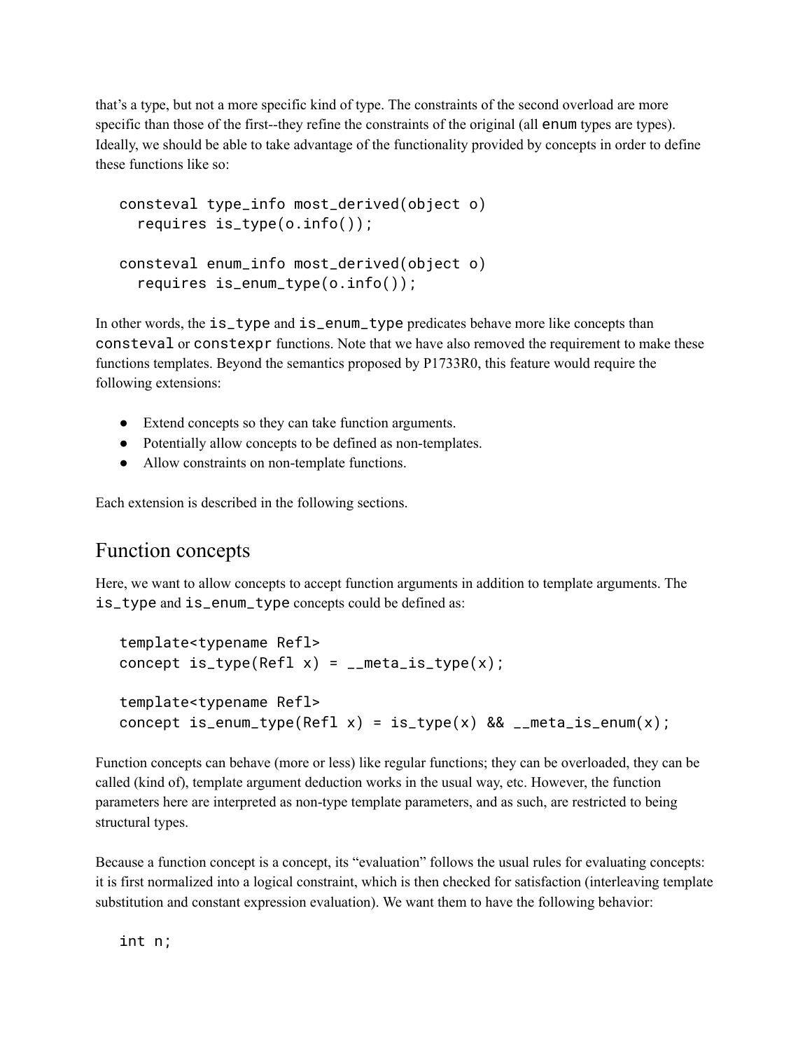that's a type, but not a more specific kind of type. The constraints of the second overload are more specific than those of the first--they refine the constraints of the original (all `enum` types are types). Ideally, we should be able to take advantage of the functionality provided by concepts in order to define these functions like so:

```
consteval type_info most_derived(object o)
  requires is_type(o.info());

consteval enum_info most_derived(object o)
  requires is_enum_type(o.info());
```

In other words, the `is_type` and `is_enum_type` predicates behave more like concepts than `consteval` or `constexpr` functions. Note that we have also removed the requirement to make these functions templates. Beyond the semantics proposed by P1733R0, this feature would require the following extensions:

- Extend concepts so they can take function arguments.
- Potentially allow concepts to be defined as non-templates.
- Allow constraints on non-template functions.

Each extension is described in the following sections.

## Function concepts

Here, we want to allow concepts to accept function arguments in addition to template arguments. The `is_type` and `is_enum_type` concepts could be defined as:

```
template<typename Refl>
concept is_type(Refl x) = __meta_is_type(x);

template<typename Refl>
concept is_enum_type(Refl x) = is_type(x) && __meta_is_enum(x);
```

Function concepts can behave (more or less) like regular functions; they can be overloaded, they can be called (kind of), template argument deduction works in the usual way, etc. However, the function parameters here are interpreted as non-type template parameters, and as such, are restricted to being structural types.

Because a function concept is a concept, its "evaluation" follows the usual rules for evaluating concepts: it is first normalized into a logical constraint, which is then checked for satisfaction (interleaving template substitution and constant expression evaluation). We want them to have the following behavior:

```
int n;
```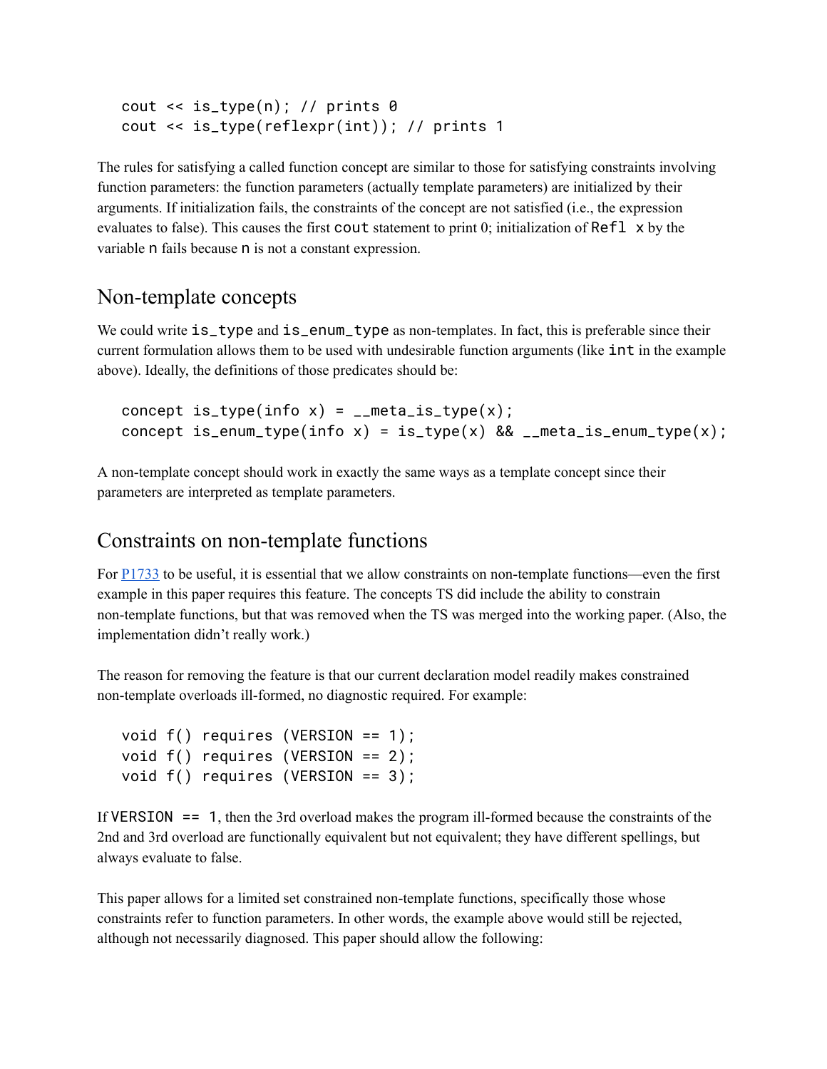```
cout << is_type(n); // prints 0
cout << is_type(reflexpr(int)); // prints 1
```

The rules for satisfying a called function concept are similar to those for satisfying constraints involving function parameters: the function parameters (actually template parameters) are initialized by their arguments. If initialization fails, the constraints of the concept are not satisfied (i.e., the expression evaluates to false). This causes the first `cout` statement to print 0; initialization of `Refl x` by the variable `n` fails because `n` is not a constant expression.

## Non-template concepts

We could write `is_type` and `is_enum_type` as non-templates. In fact, this is preferable since their current formulation allows them to be used with undesirable function arguments (like `int` in the example above). Ideally, the definitions of those predicates should be:

```
concept is_type(info x) = __meta_is_type(x);
concept is_enum_type(info x) = is_type(x) && __meta_is_enum_type(x);
```

A non-template concept should work in exactly the same ways as a template concept since their parameters are interpreted as template parameters.

## Constraints on non-template functions

For [P1733] to be useful, it is essential that we allow constraints on non-template functions—even the first example in this paper requires this feature. The concepts TS did include the ability to constrain non-template functions, but that was removed when the TS was merged into the working paper. (Also, the implementation didn't really work.)

The reason for removing the feature is that our current declaration model readily makes constrained non-template overloads ill-formed, no diagnostic required. For example:

```
void f() requires (VERSION == 1);
void f() requires (VERSION == 2);
void f() requires (VERSION == 3);
```

If `VERSION == 1`, then the 3rd overload makes the program ill-formed because the constraints of the 2nd and 3rd overload are functionally equivalent but not equivalent; they have different spellings, but always evaluate to false.

This paper allows for a limited set constrained non-template functions, specifically those whose constraints refer to function parameters. In other words, the example above would still be rejected, although not necessarily diagnosed. This paper should allow the following: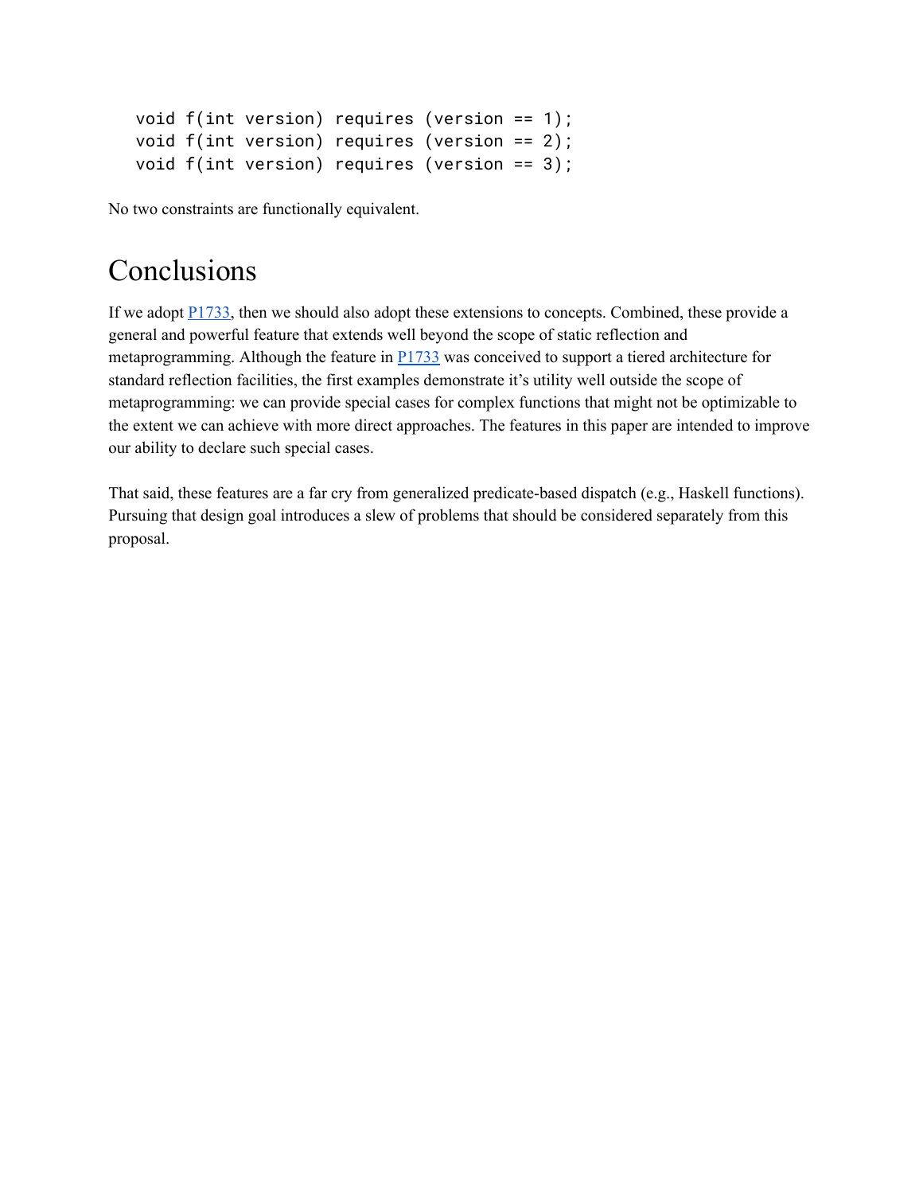```
void f(int version) requires (version == 1);
void f(int version) requires (version == 2);
void f(int version) requires (version == 3);
```

No two constraints are functionally equivalent.

# Conclusions

If we adopt P1733, then we should also adopt these extensions to concepts. Combined, these provide a general and powerful feature that extends well beyond the scope of static reflection and metaprogramming. Although the feature in P1733 was conceived to support a tiered architecture for standard reflection facilities, the first examples demonstrate it's utility well outside the scope of metaprogramming: we can provide special cases for complex functions that might not be optimizable to the extent we can achieve with more direct approaches. The features in this paper are intended to improve our ability to declare such special cases.

That said, these features are a far cry from generalized predicate-based dispatch (e.g., Haskell functions). Pursuing that design goal introduces a slew of problems that should be considered separately from this proposal.